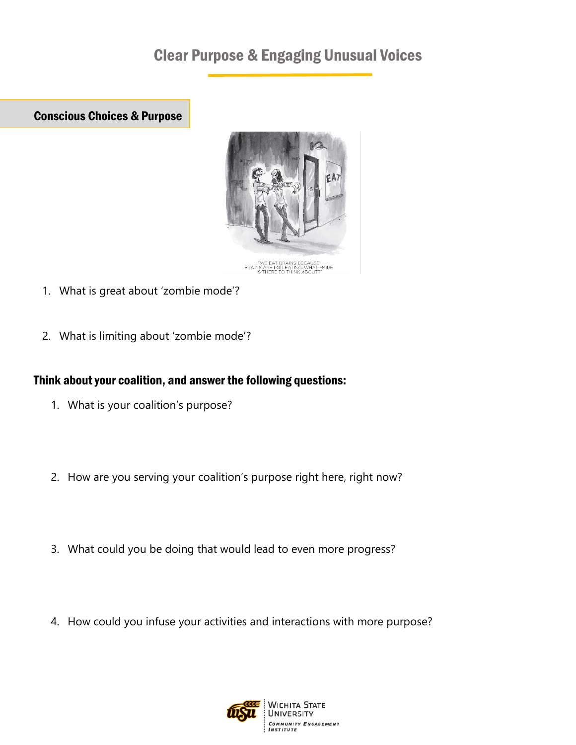# Clear Purpose & Engaging Unusual Voices

## Conscious Choices & Purpose

"WE EAT BRAINS BECAUSE BRAINS ARE FOR EATING. WHAT MORE IS THERE TO THINK ABOUT?"

1. What is great about 'zombie mode'?

2. What is limiting about 'zombie mode'?

### Think about your coalition, and answer the following questions:

1. What is your coalition's purpose?

2. How are you serving your coalition's purpose right here, right now?

3. What could you be doing that would lead to even more progress?

4. How could you infuse your activities and interactions with more purpose?

Wichita State University
Community Engagement Institute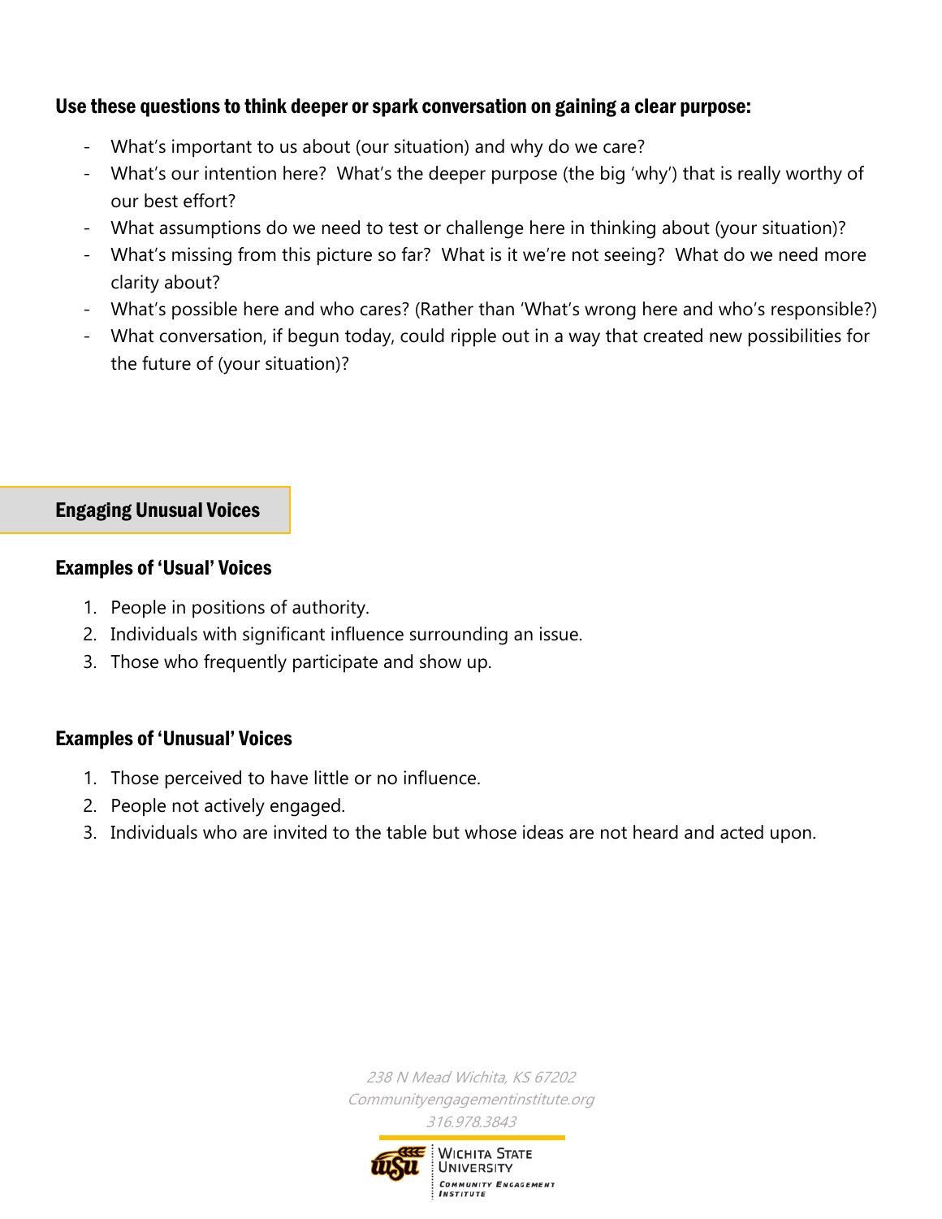**Use these questions to think deeper or spark conversation on gaining a clear purpose:**

- What's important to us about (our situation) and why do we care?
- What's our intention here? What's the deeper purpose (the big 'why') that is really worthy of our best effort?
- What assumptions do we need to test or challenge here in thinking about (your situation)?
- What's missing from this picture so far? What is it we're not seeing? What do we need more clarity about?
- What's possible here and who cares? (Rather than 'What's wrong here and who's responsible?)
- What conversation, if begun today, could ripple out in a way that created new possibilities for the future of (your situation)?

## Engaging Unusual Voices

### Examples of 'Usual' Voices

1. People in positions of authority.
2. Individuals with significant influence surrounding an issue.
3. Those who frequently participate and show up.

### Examples of 'Unusual' Voices

1. Those perceived to have little or no influence.
2. People not actively engaged.
3. Individuals who are invited to the table but whose ideas are not heard and acted upon.